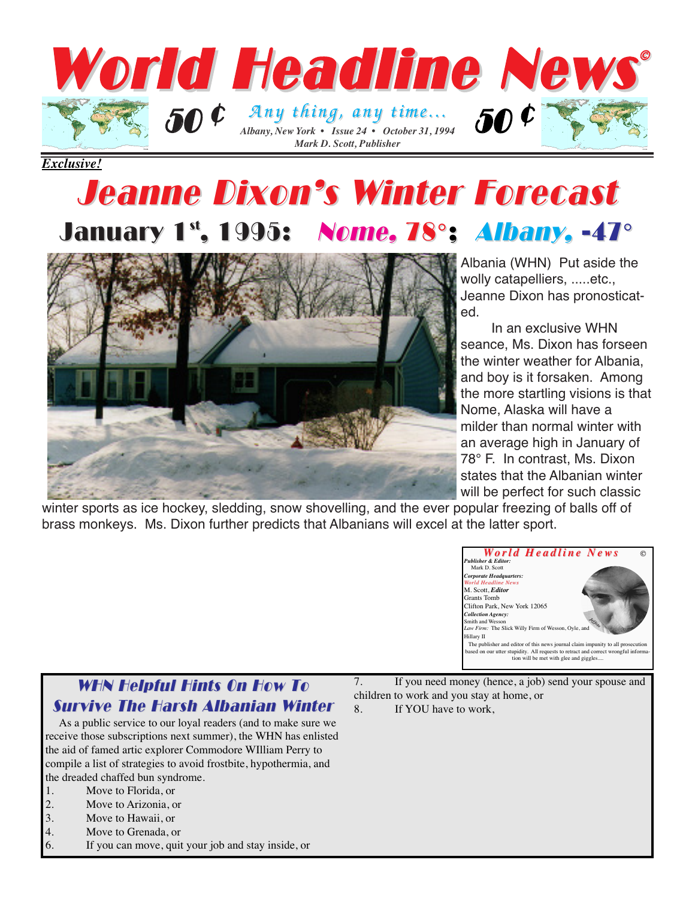# World Headline News©

50 ¢ *Any thing, any time...* 50 ¢

*Albany, New York • Issue 24 • October 31, 1994*

*Mark D. Scott, Publisher*

***Exclusive!***

# Jeanne Dixon's Winter Forecast

## January 1st, 1995: Nome, 78°; Albany, -47°

Albania (WHN) Put aside the wolly catapelliers, .....etc., Jeanne Dixon has pronosticated.

In an exclusive WHN seance, Ms. Dixon has forseen the winter weather for Albania, and boy is it forsaken. Among the more startling visions is that Nome, Alaska will have a milder than normal winter with an average high in January of 78° F. In contrast, Ms. Dixon states that the Albanian winter will be perfect for such classic winter sports as ice hockey, sledding, snow shovelling, and the ever popular freezing of balls off of brass monkeys. Ms. Dixon further predicts that Albanians will excel at the latter sport.

**World Headline News** ©

***Publisher & Editor:***
Mark D. Scott

***Corporate Headquarters:***
*World Headline News*
M. Scott, ***Editor***
Grants Tomb
Clifton Park, New York 12065

***Collection Agency:***
Smith and Wesson

*Law Firm:* The Slick Willy Firm of Wesson, Oyle, and Hillary II

The publisher and editor of this news journal claim impunity to all prosecution based on our utter stupidity. All requests to retract and correct wrongful information will be met with glee and giggles....

## WHN Helpful Hints On How To Survive The Harsh Albanian Winter

As a public service to our loyal readers (and to make sure we receive those subscriptions next summer), the WHN has enlisted the aid of famed artic explorer Commodore WIlliam Perry to compile a list of strategies to avoid frostbite, hypothermia, and the dreaded chaffed bun syndrome.

1. Move to Florida, or
2. Move to Arizona, or
3. Move to Hawaii, or
4. Move to Grenada, or
6. If you can move, quit your job and stay inside, or
7. If you need money (hence, a job) send your spouse and children to work and you stay at home, or
8. If YOU have to work,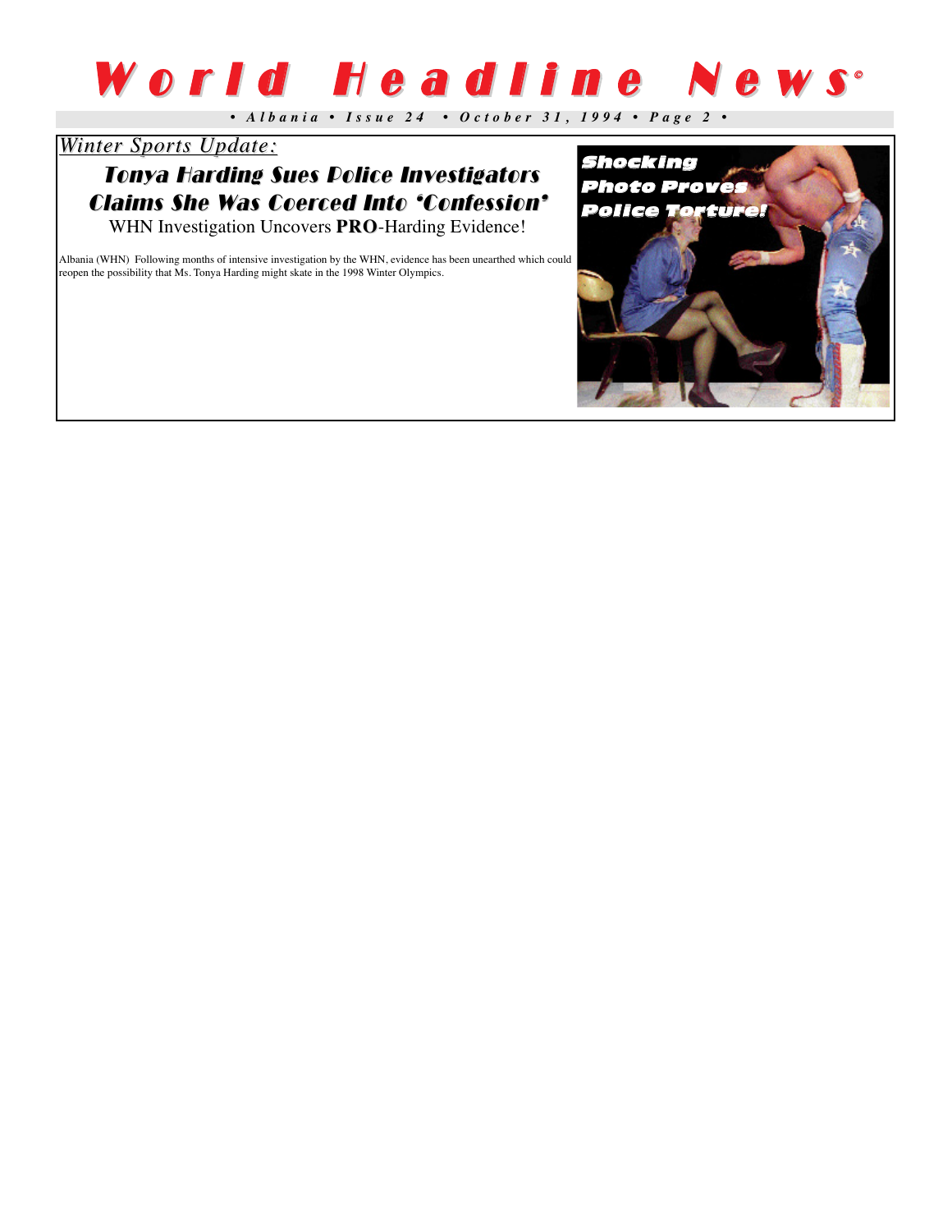# World Headline News©

*Winter Sports Update:*

## Tonya Harding Sues Police Investigators Claims She Was Coerced Into 'Confession'

WHN Investigation Uncovers **PRO**-Harding Evidence!

Albania (WHN) Following months of intensive investigation by the WHN, evidence has been unearthed which could reopen the possibility that Ms. Tonya Harding might skate in the 1998 Winter Olympics.

Shocking Photo Proves Police Torture!